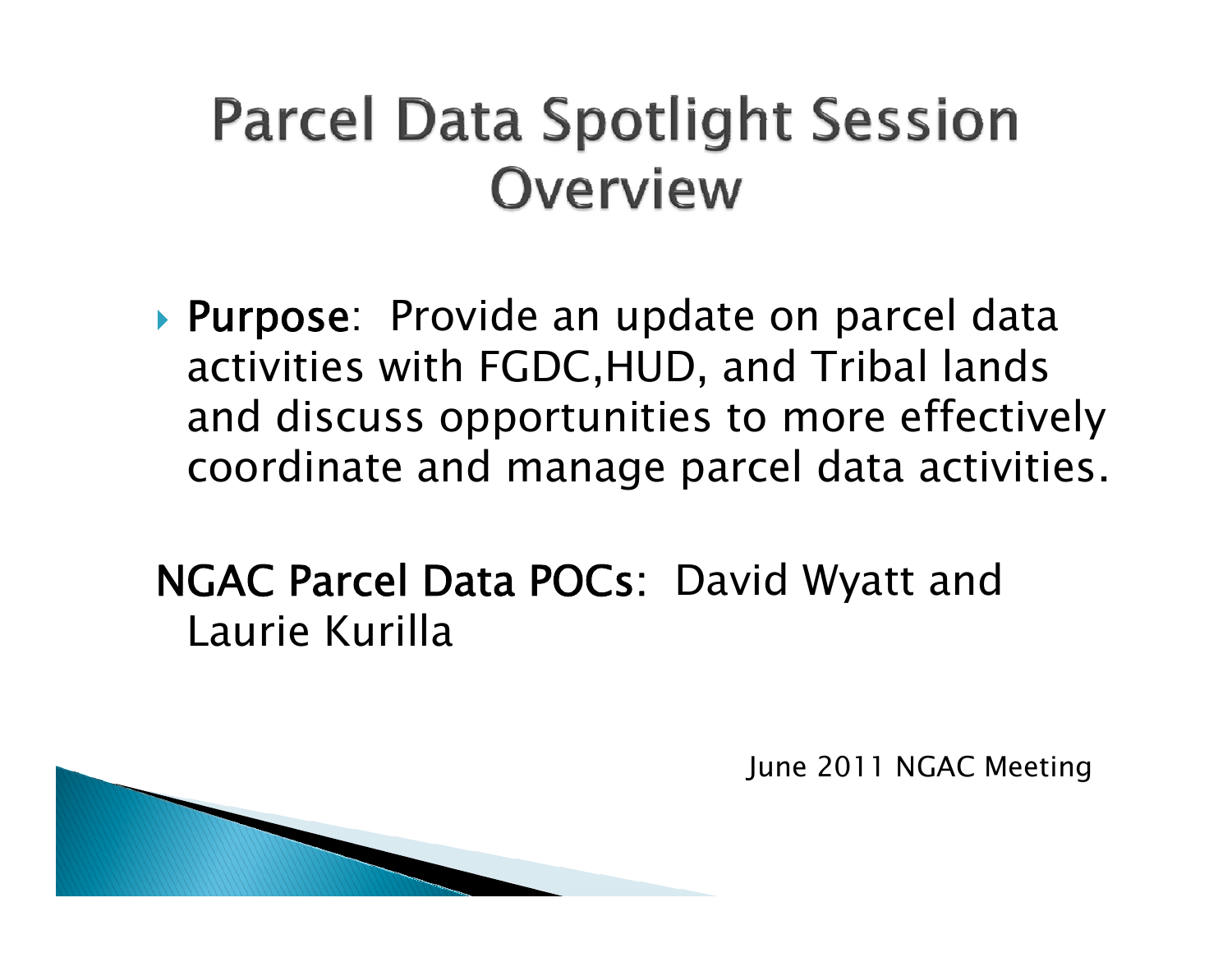# Parcel Data Spotlight Session Overview

- **Purpose**: Provide an update on parcel data activities with FGDC,HUD, and Tribal lands and discuss opportunities to more effectively coordinate and manage parcel data activities.

**NGAC Parcel Data POCs**: David Wyatt and Laurie Kurilla

June 2011 NGAC Meeting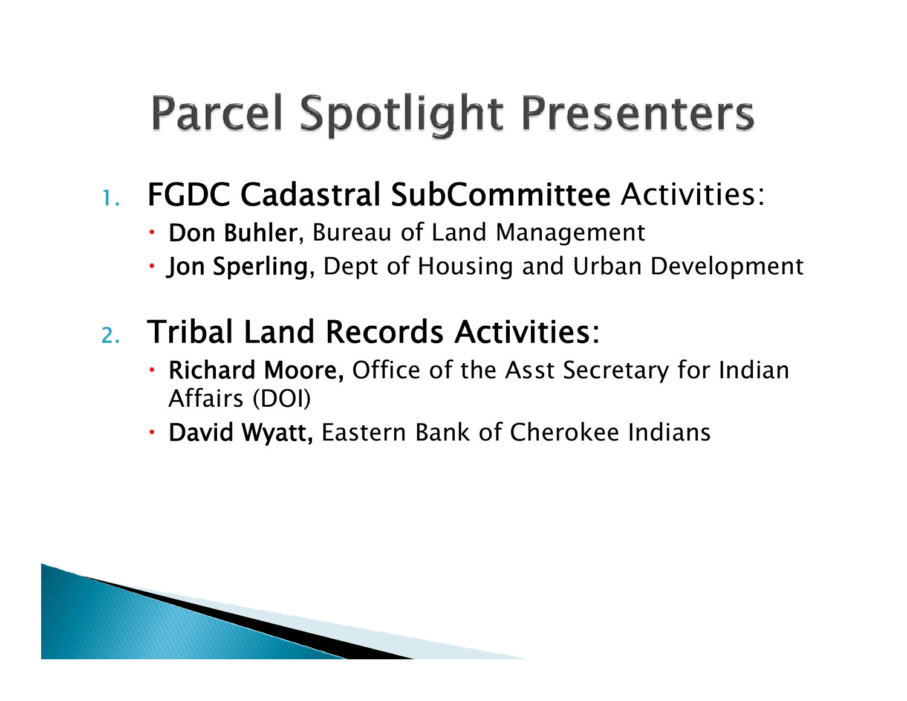# Parcel Spotlight Presenters

1. **FGDC Cadastral SubCommittee** Activities:
   - **Don Buhler**, Bureau of Land Management
   - **Jon Sperling**, Dept of Housing and Urban Development
2. **Tribal Land Records Activities:**
   - **Richard Moore,** Office of the Asst Secretary for Indian Affairs (DOI)
   - **David Wyatt,** Eastern Bank of Cherokee Indians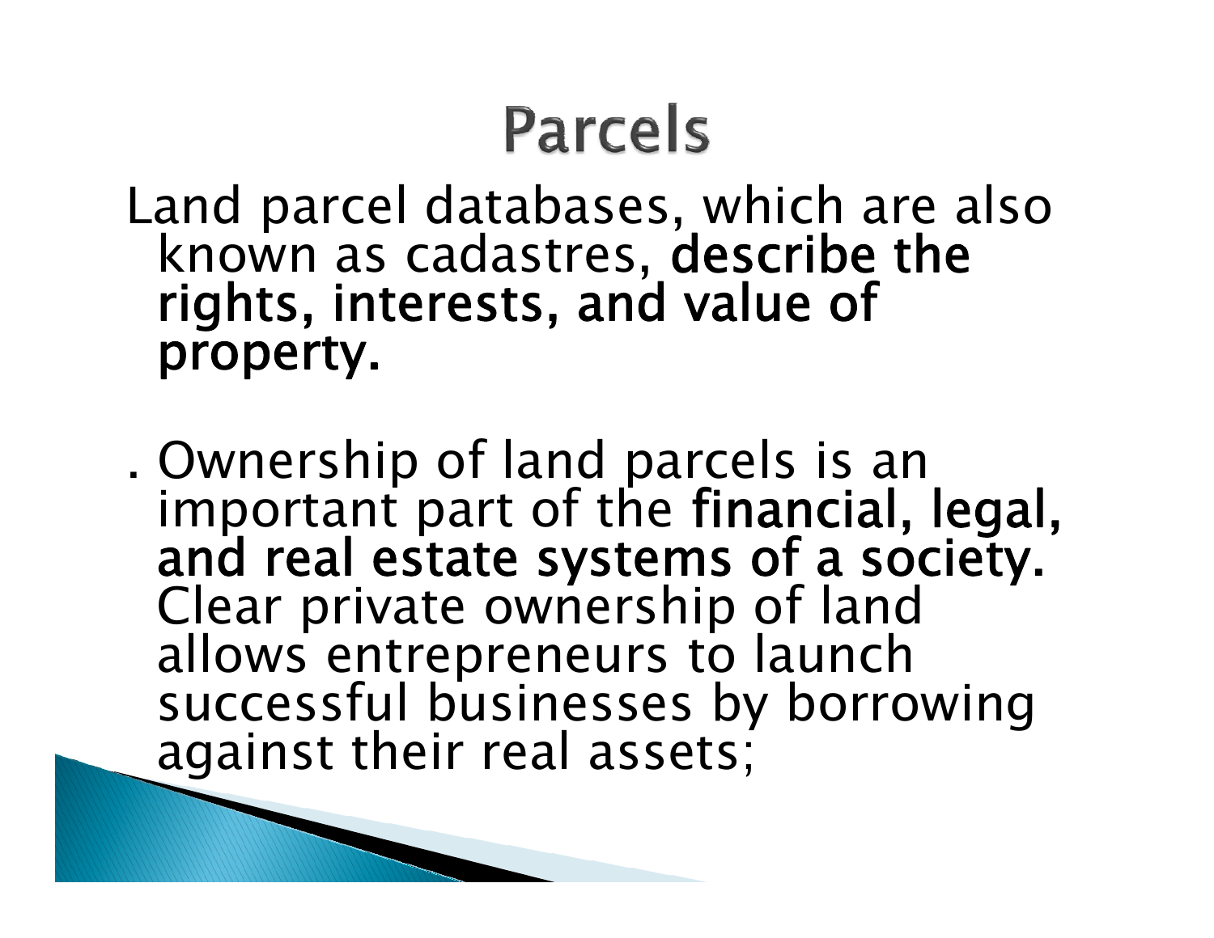# Parcels

Land parcel databases, which are also known as cadastres, **describe the rights, interests, and value of property.**

. Ownership of land parcels is an important part of the **financial, legal, and real estate systems of a society.** Clear private ownership of land allows entrepreneurs to launch successful businesses by borrowing against their real assets;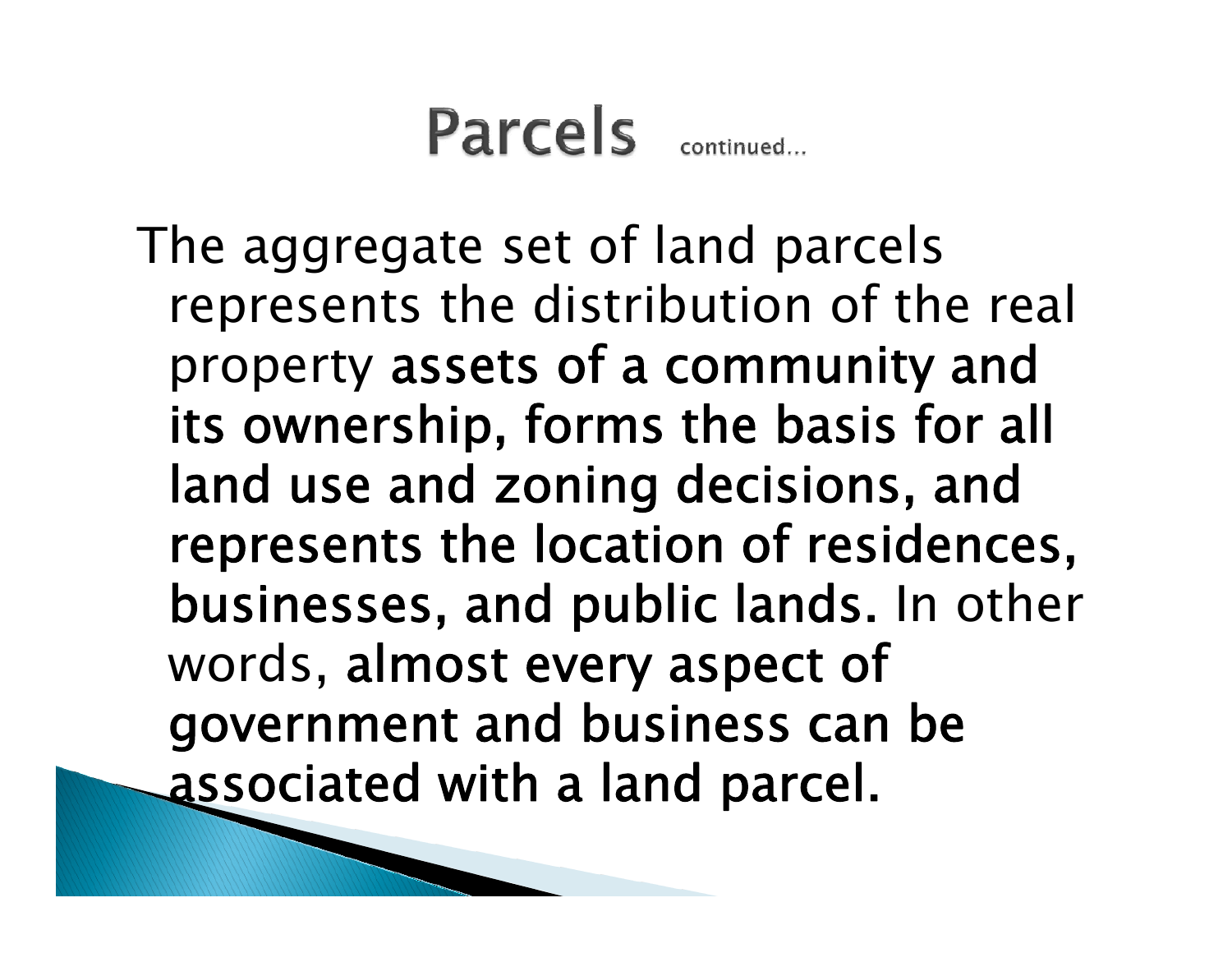# Parcels continued…

The aggregate set of land parcels represents the distribution of the real property **assets of a community and its ownership, forms the basis for all land use and zoning decisions, and represents the location of residences, businesses, and public lands.** In other words, **almost every aspect of government and business can be associated with a land parcel.**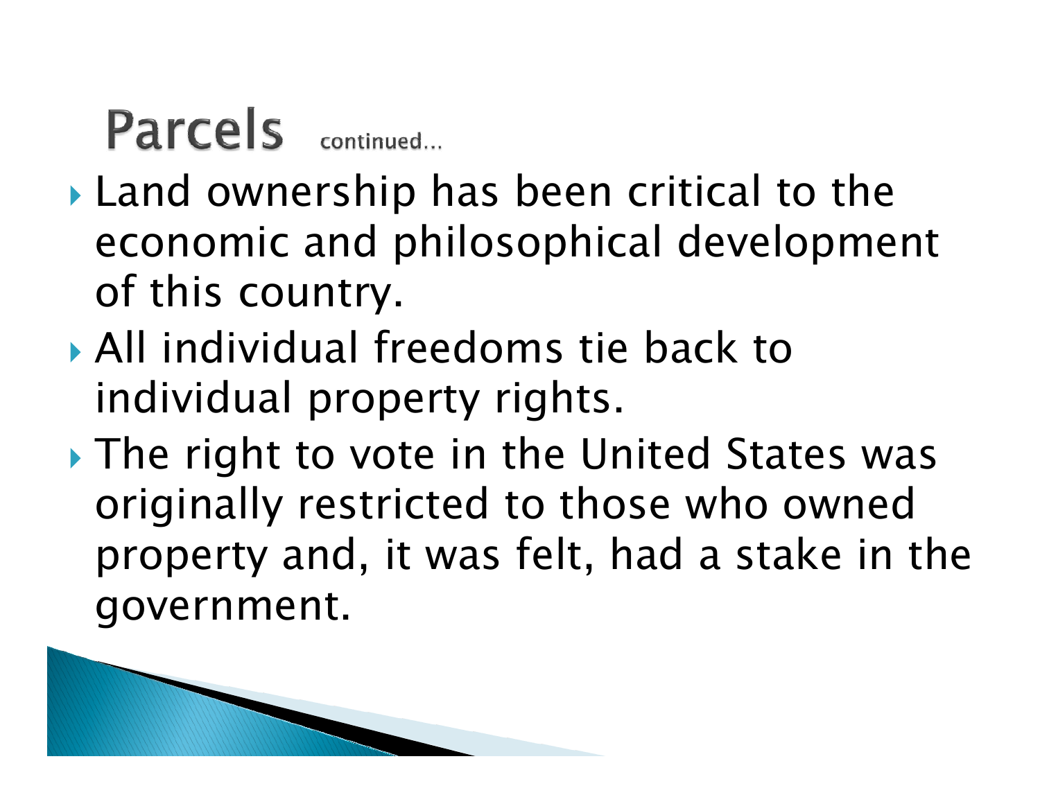# Parcels continued...

- Land ownership has been critical to the economic and philosophical development of this country.
- All individual freedoms tie back to individual property rights.
- The right to vote in the United States was originally restricted to those who owned property and, it was felt, had a stake in the government.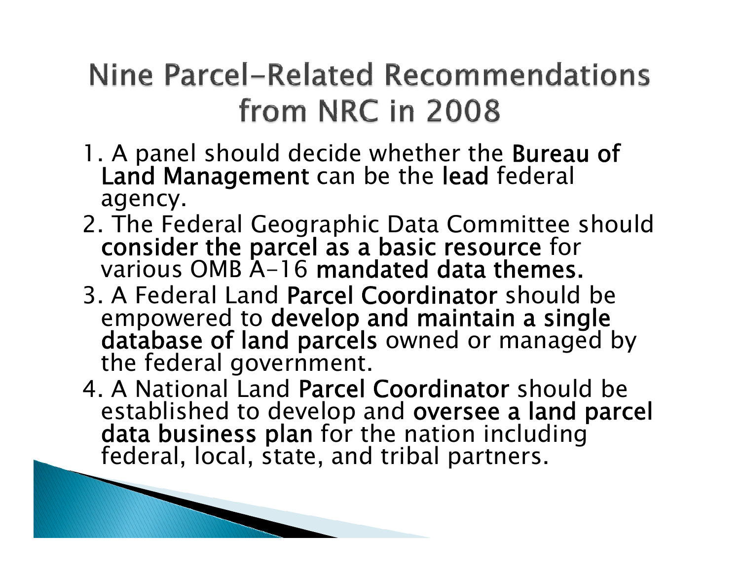# Nine Parcel-Related Recommendations from NRC in 2008

1. A panel should decide whether the **Bureau of Land Management** can be the **lead** federal agency.
2. The Federal Geographic Data Committee should **consider the parcel as a basic resource** for various OMB A-16 **mandated data themes.**
3. A Federal Land **Parcel Coordinator** should be empowered to **develop and maintain a single database of land parcels** owned or managed by the federal government.
4. A National Land **Parcel Coordinator** should be established to develop and **oversee a land parcel data business plan** for the nation including federal, local, state, and tribal partners.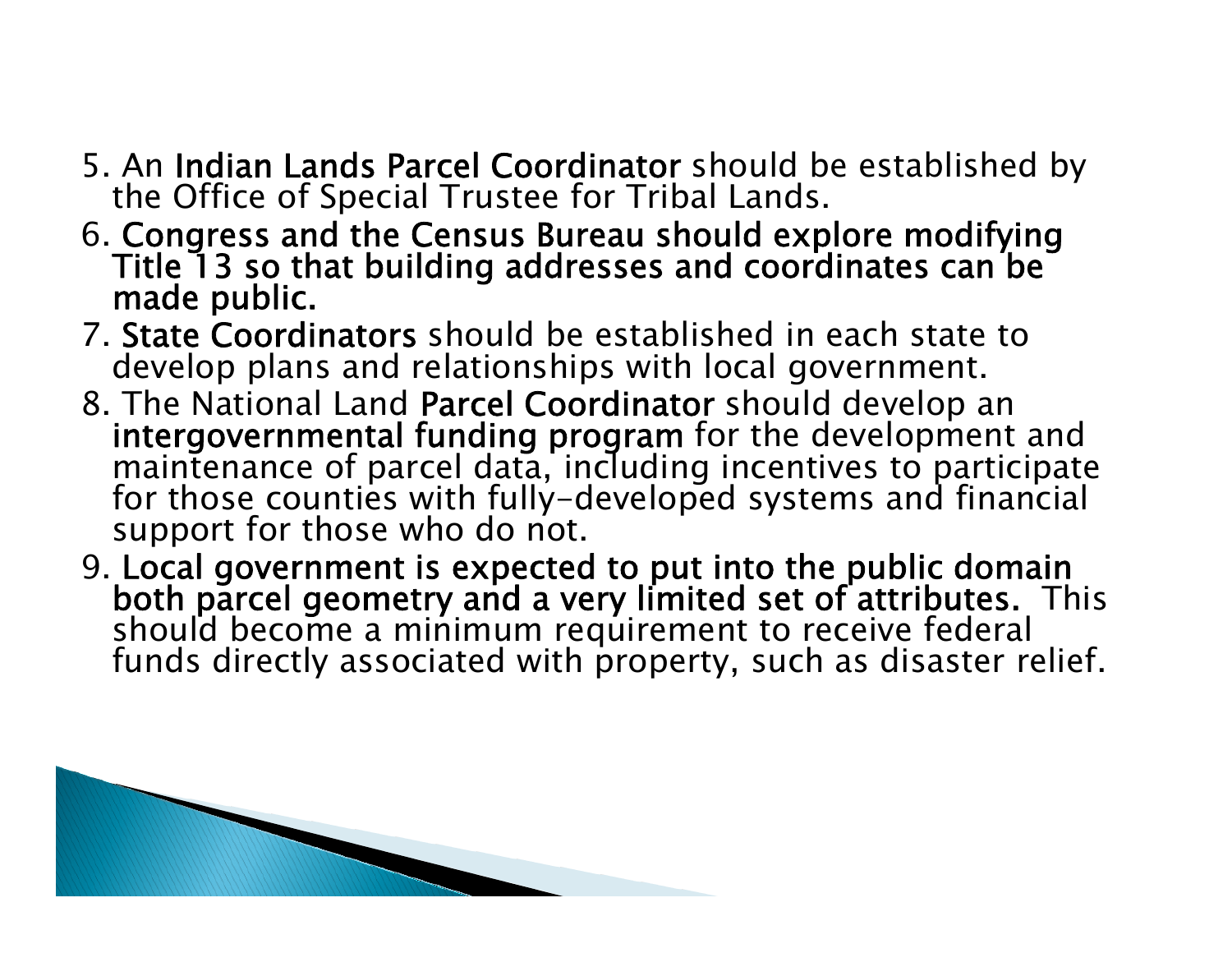5. An **Indian Lands Parcel Coordinator** should be established by the Office of Special Trustee for Tribal Lands.
6. **Congress and the Census Bureau should explore modifying Title 13 so that building addresses and coordinates can be made public.**
7. **State Coordinators** should be established in each state to develop plans and relationships with local government.
8. The National Land **Parcel Coordinator** should develop an **intergovernmental funding program** for the development and maintenance of parcel data, including incentives to participate for those counties with fully-developed systems and financial support for those who do not.
9. **Local government is expected to put into the public domain both parcel geometry and a very limited set of attributes.** This should become a minimum requirement to receive federal funds directly associated with property, such as disaster relief.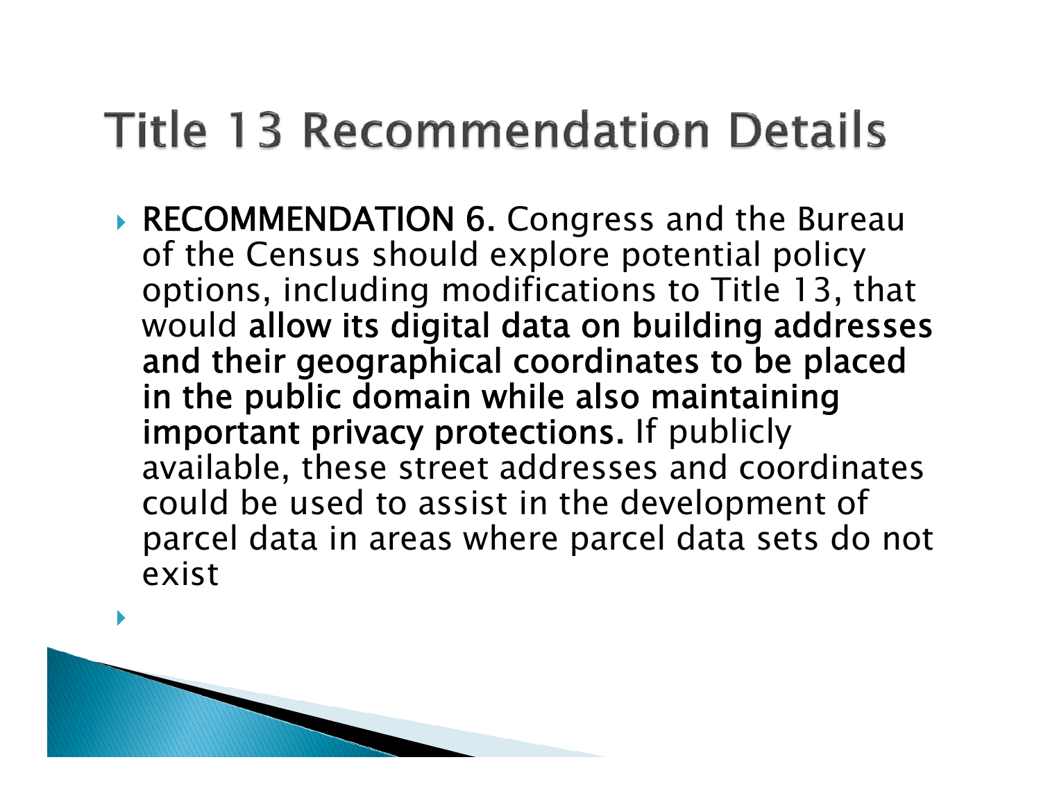# Title 13 Recommendation Details

- **RECOMMENDATION 6.** Congress and the Bureau of the Census should explore potential policy options, including modifications to Title 13, that would **allow its digital data on building addresses and their geographical coordinates to be placed in the public domain while also maintaining important privacy protections.** If publicly available, these street addresses and coordinates could be used to assist in the development of parcel data in areas where parcel data sets do not exist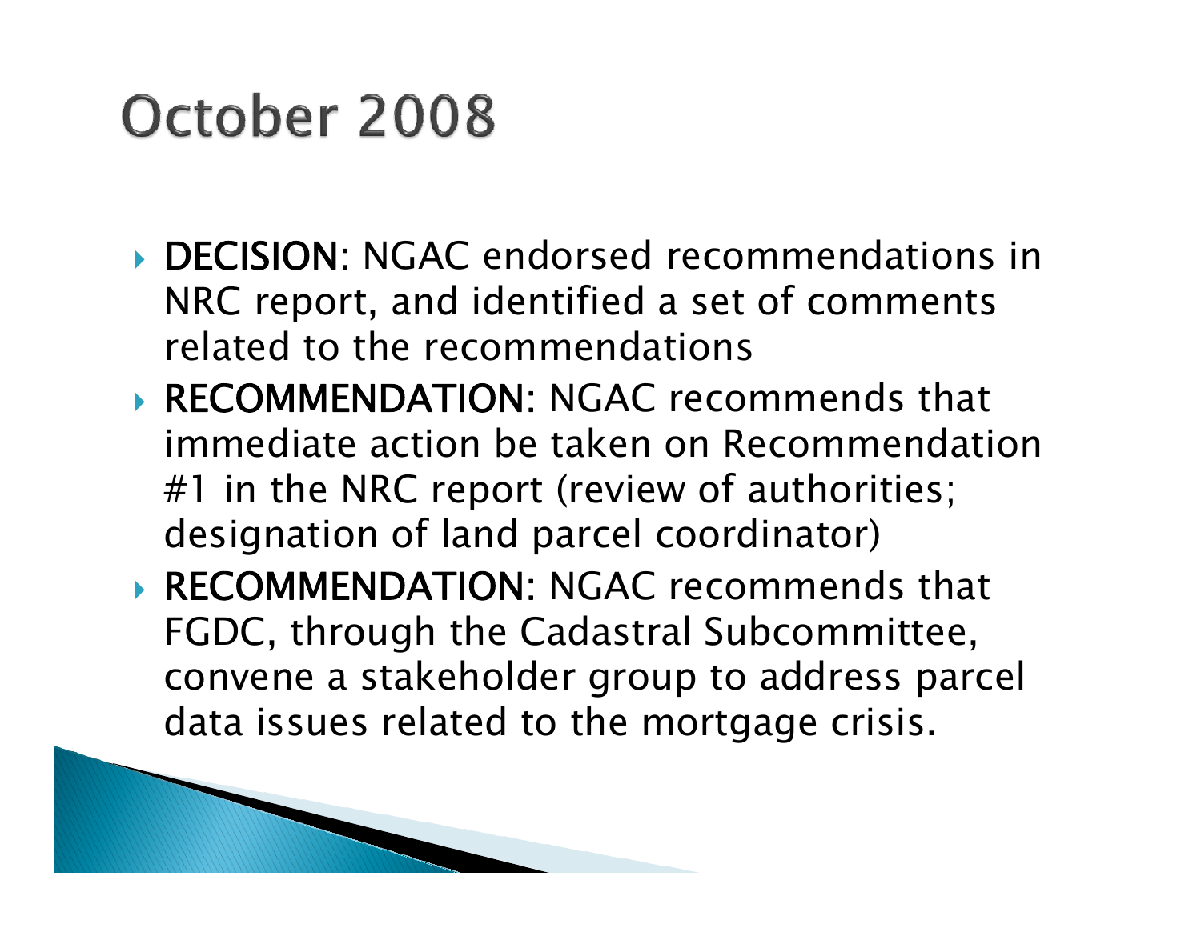# October 2008

- **DECISION:** NGAC endorsed recommendations in NRC report, and identified a set of comments related to the recommendations
- **RECOMMENDATION:** NGAC recommends that immediate action be taken on Recommendation #1 in the NRC report (review of authorities; designation of land parcel coordinator)
- **RECOMMENDATION:** NGAC recommends that FGDC, through the Cadastral Subcommittee, convene a stakeholder group to address parcel data issues related to the mortgage crisis.